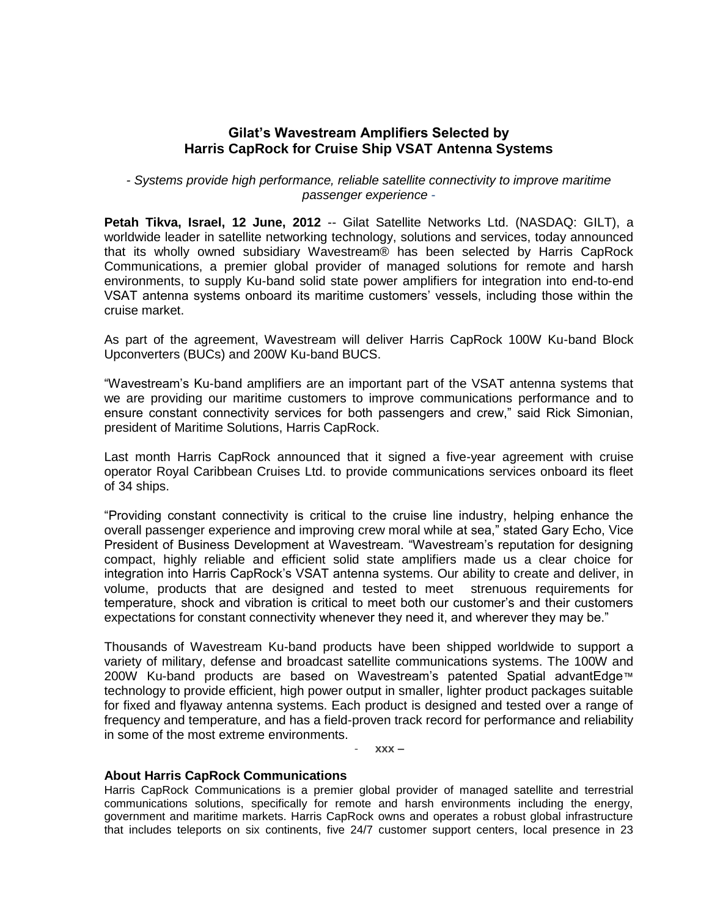# Gilat's Wavestream Amplifiers Selected by Harris CapRock for Cruise Ship VSAT Antenna Systems

*- Systems provide high performance, reliable satellite connectivity to improve maritime passenger experience -*

**Petah Tikva, Israel, 12 June, 2012** -- Gilat Satellite Networks Ltd. (NASDAQ: GILT), a worldwide leader in satellite networking technology, solutions and services, today announced that its wholly owned subsidiary Wavestream® has been selected by Harris CapRock Communications, a premier global provider of managed solutions for remote and harsh environments, to supply Ku-band solid state power amplifiers for integration into end-to-end VSAT antenna systems onboard its maritime customers' vessels, including those within the cruise market.

As part of the agreement, Wavestream will deliver Harris CapRock 100W Ku-band Block Upconverters (BUCs) and 200W Ku-band BUCS.

"Wavestream's Ku-band amplifiers are an important part of the VSAT antenna systems that we are providing our maritime customers to improve communications performance and to ensure constant connectivity services for both passengers and crew," said Rick Simonian, president of Maritime Solutions, Harris CapRock.

Last month Harris CapRock announced that it signed a five-year agreement with cruise operator Royal Caribbean Cruises Ltd. to provide communications services onboard its fleet of 34 ships.

"Providing constant connectivity is critical to the cruise line industry, helping enhance the overall passenger experience and improving crew moral while at sea," stated Gary Echo, Vice President of Business Development at Wavestream. "Wavestream's reputation for designing compact, highly reliable and efficient solid state amplifiers made us a clear choice for integration into Harris CapRock's VSAT antenna systems. Our ability to create and deliver, in volume, products that are designed and tested to meet strenuous requirements for temperature, shock and vibration is critical to meet both our customer's and their customers expectations for constant connectivity whenever they need it, and wherever they may be."

Thousands of Wavestream Ku-band products have been shipped worldwide to support a variety of military, defense and broadcast satellite communications systems. The 100W and 200W Ku-band products are based on Wavestream's patented Spatial advantEdge™ technology to provide efficient, high power output in smaller, lighter product packages suitable for fixed and flyaway antenna systems. Each product is designed and tested over a range of frequency and temperature, and has a field-proven track record for performance and reliability in some of the most extreme environments.

- **xxx –**

**About Harris CapRock Communications**

Harris CapRock Communications is a premier global provider of managed satellite and terrestrial communications solutions, specifically for remote and harsh environments including the energy, government and maritime markets. Harris CapRock owns and operates a robust global infrastructure that includes teleports on six continents, five 24/7 customer support centers, local presence in 23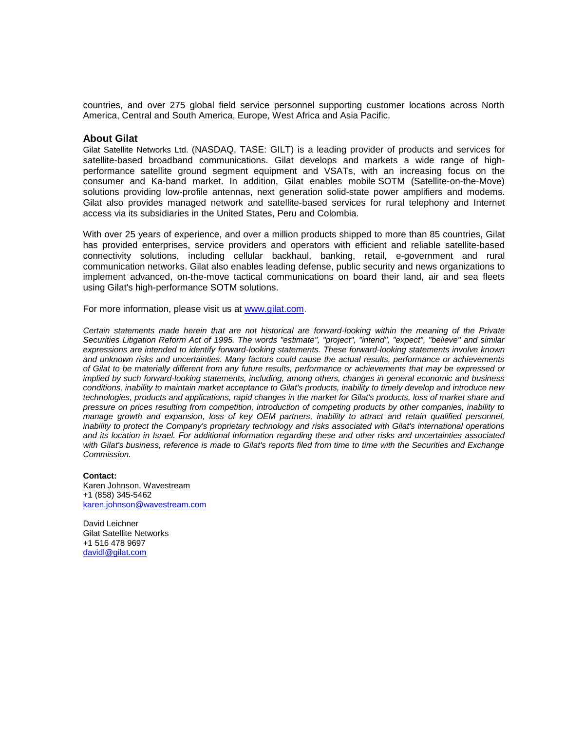countries, and over 275 global field service personnel supporting customer locations across North America, Central and South America, Europe, West Africa and Asia Pacific.

## About Gilat

Gilat Satellite Networks Ltd. (NASDAQ, TASE: GILT) is a leading provider of products and services for satellite-based broadband communications. Gilat develops and markets a wide range of high-performance satellite ground segment equipment and VSATs, with an increasing focus on the consumer and Ka-band market. In addition, Gilat enables mobile SOTM (Satellite-on-the-Move) solutions providing low-profile antennas, next generation solid-state power amplifiers and modems. Gilat also provides managed network and satellite-based services for rural telephony and Internet access via its subsidiaries in the United States, Peru and Colombia.

With over 25 years of experience, and over a million products shipped to more than 85 countries, Gilat has provided enterprises, service providers and operators with efficient and reliable satellite-based connectivity solutions, including cellular backhaul, banking, retail, e-government and rural communication networks. Gilat also enables leading defense, public security and news organizations to implement advanced, on-the-move tactical communications on board their land, air and sea fleets using Gilat's high-performance SOTM solutions.

For more information, please visit us at [www.gilat.com](http://www.gilat.com).

*Certain statements made herein that are not historical are forward-looking within the meaning of the Private Securities Litigation Reform Act of 1995. The words "estimate", "project", "intend", "expect", "believe" and similar expressions are intended to identify forward-looking statements. These forward-looking statements involve known and unknown risks and uncertainties. Many factors could cause the actual results, performance or achievements of Gilat to be materially different from any future results, performance or achievements that may be expressed or implied by such forward-looking statements, including, among others, changes in general economic and business conditions, inability to maintain market acceptance to Gilat's products, inability to timely develop and introduce new technologies, products and applications, rapid changes in the market for Gilat's products, loss of market share and pressure on prices resulting from competition, introduction of competing products by other companies, inability to manage growth and expansion, loss of key OEM partners, inability to attract and retain qualified personnel, inability to protect the Company's proprietary technology and risks associated with Gilat's international operations and its location in Israel. For additional information regarding these and other risks and uncertainties associated with Gilat's business, reference is made to Gilat's reports filed from time to time with the Securities and Exchange Commission.*

**Contact:**
Karen Johnson, Wavestream
+1 (858) 345-5462
[karen.johnson@wavestream.com](mailto:karen.johnson@wavestream.com)

David Leichner
Gilat Satellite Networks
+1 516 478 9697
[davidl@gilat.com](mailto:davidl@gilat.com)